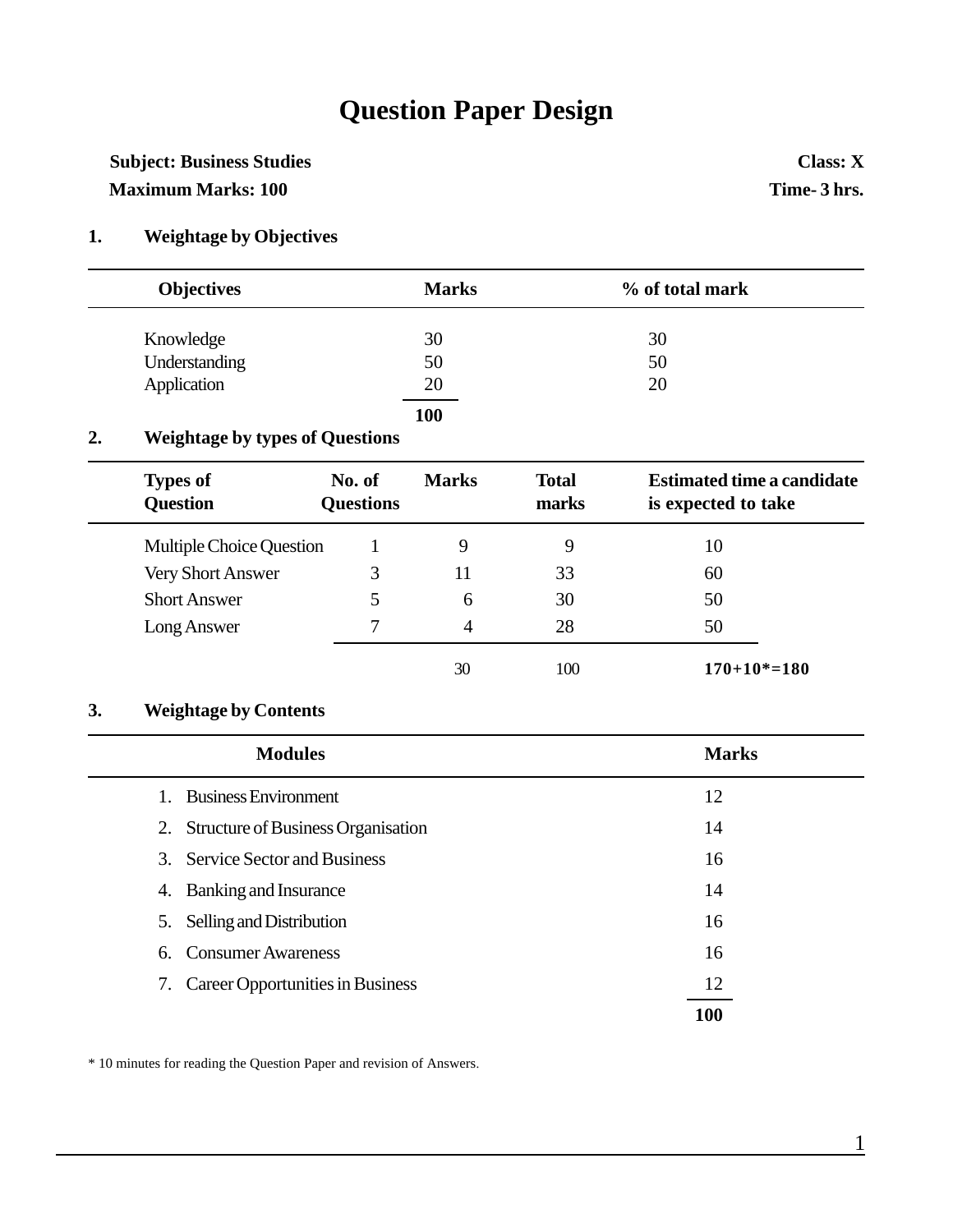# Question Paper Design

**Subject: Business Studies** **Class: X**

**Maximum Marks: 100** **Time- 3 hrs.**

## 1. Weightage by Objectives

| Objectives | Marks | % of total mark |
|---|---|---|
| Knowledge | 30 | 30 |
| Understanding | 50 | 50 |
| Application | 20 | 20 |
| | **100** | |

## 2. Weightage by types of Questions

| Types of Question | No. of Questions | Marks | Total marks | Estimated time a candidate is expected to take |
|---|---|---|---|---|
| Multiple Choice Question | 1 | 9 | 9 | 10 |
| Very Short Answer | 3 | 11 | 33 | 60 |
| Short Answer | 5 | 6 | 30 | 50 |
| Long Answer | 7 | 4 | 28 | 50 |
| | | 30 | 100 | **170+10*=180** |

## 3. Weightage by Contents

| Modules | Marks |
|---|---|
| 1. Business Environment | 12 |
| 2. Structure of Business Organisation | 14 |
| 3. Service Sector and Business | 16 |
| 4. Banking and Insurance | 14 |
| 5. Selling and Distribution | 16 |
| 6. Consumer Awareness | 16 |
| 7. Career Opportunities in Business | 12 |
| | **100** |

* 10 minutes for reading the Question Paper and revision of Answers.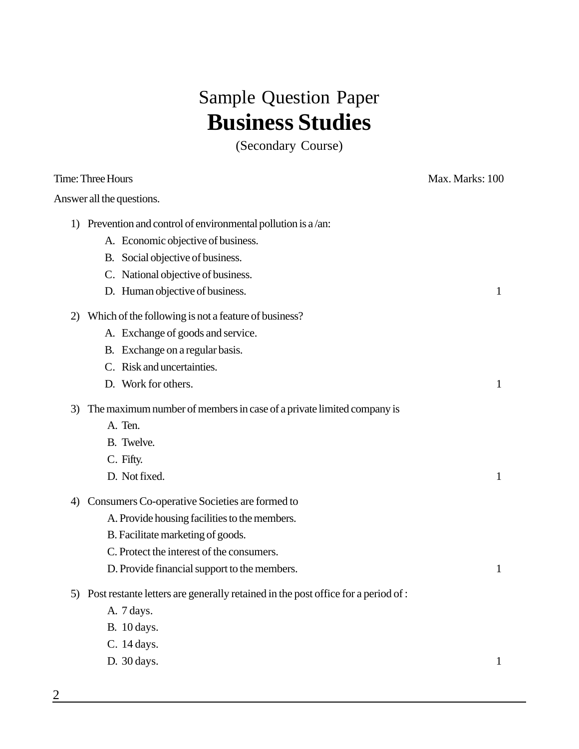# Sample Question Paper

# Business Studies

(Secondary Course)

Time: Three Hours

Max. Marks: 100

Answer all the questions.

1) Prevention and control of environmental pollution is a /an:
   - A. Economic objective of business.
   - B. Social objective of business.
   - C. National objective of business.
   - D. Human objective of business. 1

2) Which of the following is not a feature of business?
   - A. Exchange of goods and service.
   - B. Exchange on a regular basis.
   - C. Risk and uncertainties.
   - D. Work for others. 1

3) The maximum number of members in case of a private limited company is
   - A. Ten.
   - B. Twelve.
   - C. Fifty.
   - D. Not fixed. 1

4) Consumers Co-operative Societies are formed to
   - A. Provide housing facilities to the members.
   - B. Facilitate marketing of goods.
   - C. Protect the interest of the consumers.
   - D. Provide financial support to the members. 1

5) Post restante letters are generally retained in the post office for a period of :
   - A. 7 days.
   - B. 10 days.
   - C. 14 days.
   - D. 30 days. 1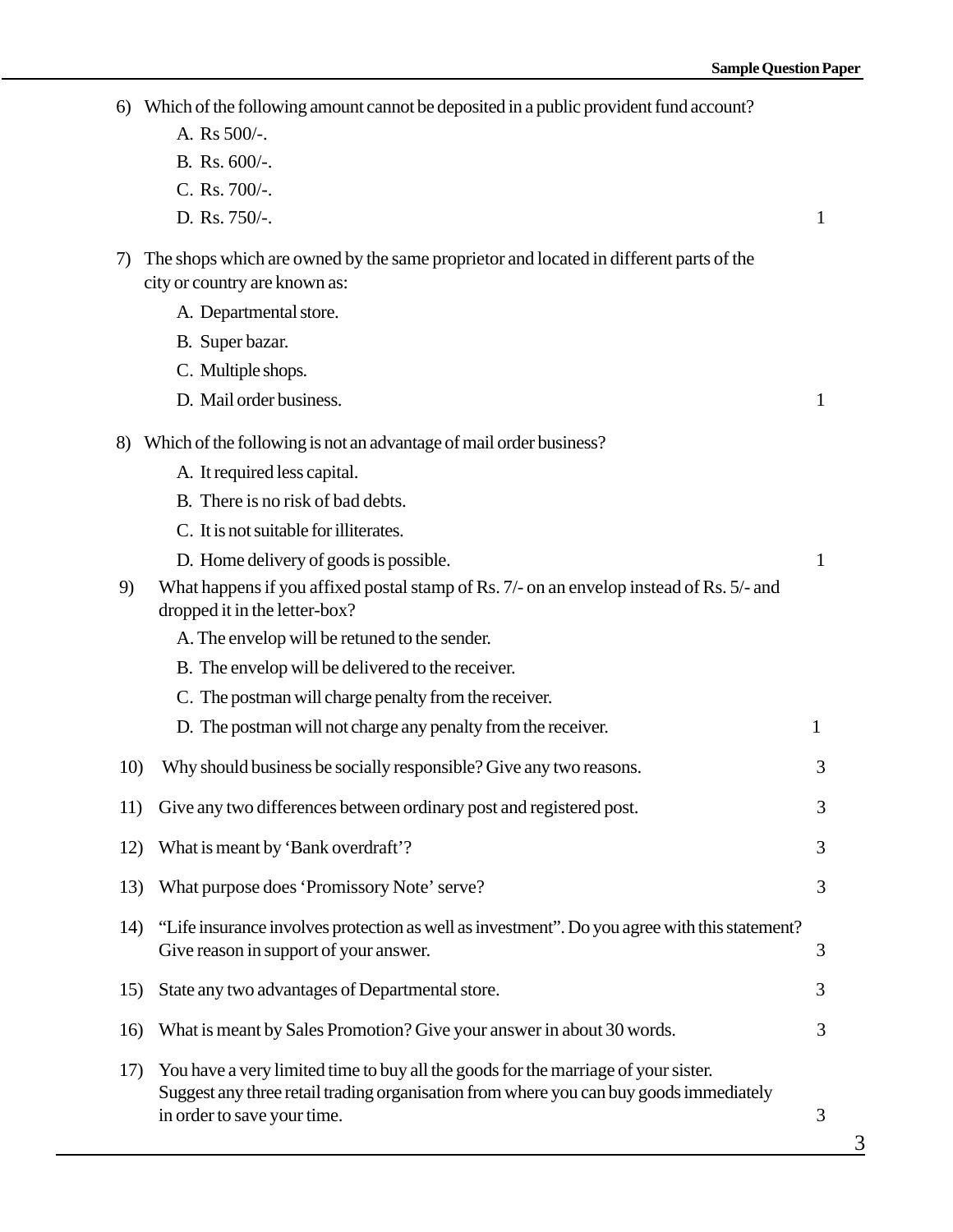6) Which of the following amount cannot be deposited in a public provident fund account?

   A. Rs 500/-.
   B. Rs. 600/-.
   C. Rs. 700/-.
   D. Rs. 750/-. 1

7) The shops which are owned by the same proprietor and located in different parts of the city or country are known as:

   A. Departmental store.
   B. Super bazar.
   C. Multiple shops.
   D. Mail order business. 1

8) Which of the following is not an advantage of mail order business?

   A. It required less capital.
   B. There is no risk of bad debts.
   C. It is not suitable for illiterates.
   D. Home delivery of goods is possible. 1

9) What happens if you affixed postal stamp of Rs. 7/- on an envelop instead of Rs. 5/- and dropped it in the letter-box?

   A. The envelop will be retuned to the sender.
   B. The envelop will be delivered to the receiver.
   C. The postman will charge penalty from the receiver.
   D. The postman will not charge any penalty from the receiver. 1

10) Why should business be socially responsible? Give any two reasons. 3

11) Give any two differences between ordinary post and registered post. 3

12) What is meant by 'Bank overdraft'? 3

13) What purpose does 'Promissory Note' serve? 3

14) "Life insurance involves protection as well as investment". Do you agree with this statement? Give reason in support of your answer. 3

15) State any two advantages of Departmental store. 3

16) What is meant by Sales Promotion? Give your answer in about 30 words. 3

17) You have a very limited time to buy all the goods for the marriage of your sister. Suggest any three retail trading organisation from where you can buy goods immediately in order to save your time. 3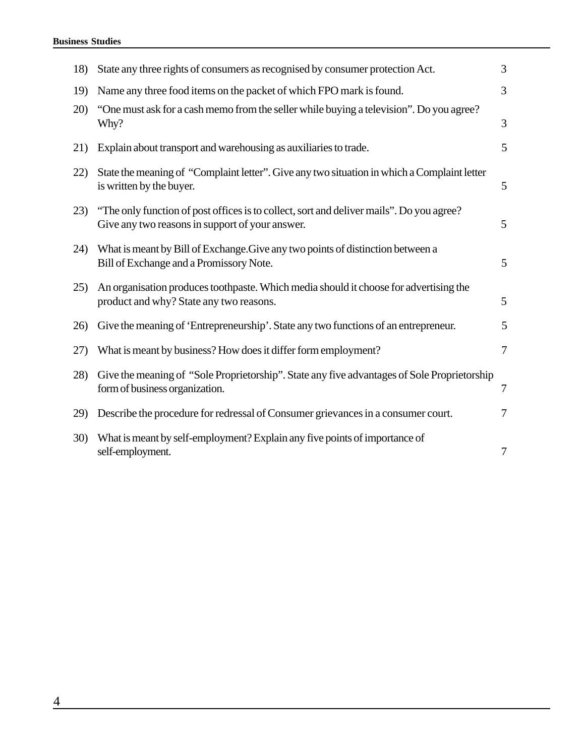| | | |
|---|---|---|
| 18) | State any three rights of consumers as recognised by consumer protection Act. | 3 |
| 19) | Name any three food items on the packet of which FPO mark is found. | 3 |
| 20) | "One must ask for a cash memo from the seller while buying a television". Do you agree? Why? | 3 |
| 21) | Explain about transport and warehousing as auxiliaries to trade. | 5 |
| 22) | State the meaning of "Complaint letter". Give any two situation in which a Complaint letter is written by the buyer. | 5 |
| 23) | "The only function of post offices is to collect, sort and deliver mails". Do you agree? Give any two reasons in support of your answer. | 5 |
| 24) | What is meant by Bill of Exchange.Give any two points of distinction between a Bill of Exchange and a Promissory Note. | 5 |
| 25) | An organisation produces toothpaste. Which media should it choose for advertising the product and why? State any two reasons. | 5 |
| 26) | Give the meaning of 'Entrepreneurship'. State any two functions of an entrepreneur. | 5 |
| 27) | What is meant by business? How does it differ form employment? | 7 |
| 28) | Give the meaning of "Sole Proprietorship". State any five advantages of Sole Proprietorship form of business organization. | 7 |
| 29) | Describe the procedure for redressal of Consumer grievances in a consumer court. | 7 |
| 30) | What is meant by self-employment? Explain any five points of importance of self-employment. | 7 |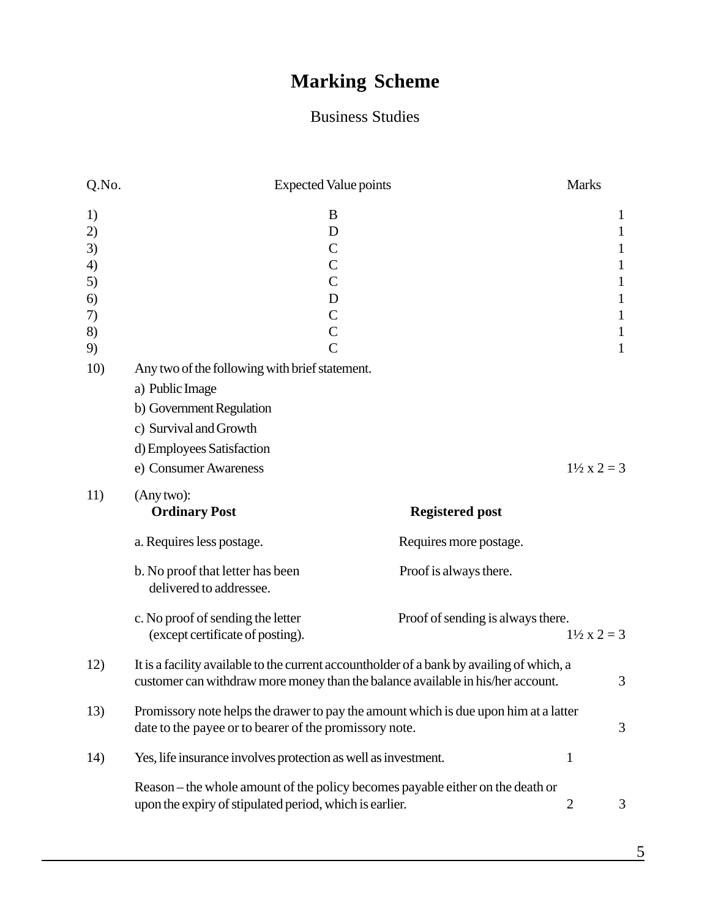# Marking Scheme

Business Studies

| Q.No. | Expected Value points | | Marks |
|---|---|---|---|
| 1) | B | | 1 |
| 2) | D | | 1 |
| 3) | C | | 1 |
| 4) | C | | 1 |
| 5) | C | | 1 |
| 6) | D | | 1 |
| 7) | C | | 1 |
| 8) | C | | 1 |
| 9) | C | | 1 |
| 10) | Any two of the following with brief statement.<br>a) Public Image<br>b) Government Regulation<br>c) Survival and Growth<br>d) Employees Satisfaction<br>e) Consumer Awareness | | 1½ x 2 = 3 |
| 11) | (Any two):<br>**Ordinary Post** | **Registered post** | |
| | a. Requires less postage. | Requires more postage. | |
| | b. No proof that letter has been delivered to addressee. | Proof is always there. | |
| | c. No proof of sending the letter (except certificate of posting). | Proof of sending is always there. | 1½ x 2 = 3 |
| 12) | It is a facility available to the current accountholder of a bank by availing of which, a customer can withdraw more money than the balance available in his/her account. | | 3 |
| 13) | Promissory note helps the drawer to pay the amount which is due upon him at a latter date to the payee or to bearer of the promissory note. | | 3 |
| 14) | Yes, life insurance involves protection as well as investment. | 1 | |
| | Reason – the whole amount of the policy becomes payable either on the death or upon the expiry of stipulated period, which is earlier. | 2 | 3 |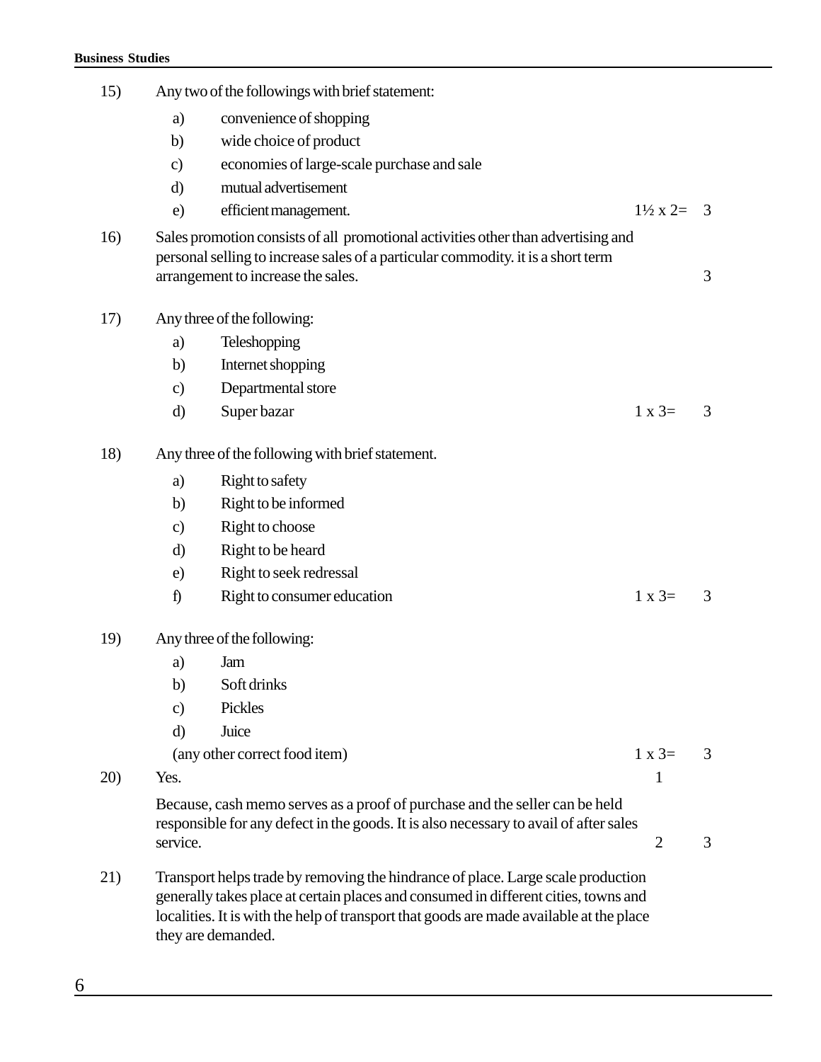15) Any two of the followings with brief statement:

   a) convenience of shopping
   b) wide choice of product
   c) economies of large-scale purchase and sale
   d) mutual advertisement
   e) efficient management. 1½ x 2= 3

16) Sales promotion consists of all promotional activities other than advertising and personal selling to increase sales of a particular commodity. it is a short term arrangement to increase the sales. 3

17) Any three of the following:

   a) Teleshopping
   b) Internet shopping
   c) Departmental store
   d) Super bazar 1 x 3= 3

18) Any three of the following with brief statement.

   a) Right to safety
   b) Right to be informed
   c) Right to choose
   d) Right to be heard
   e) Right to seek redressal
   f) Right to consumer education 1 x 3= 3

19) Any three of the following:

   a) Jam
   b) Soft drinks
   c) Pickles
   d) Juice

   (any other correct food item) 1 x 3= 3

20) Yes. 1

   Because, cash memo serves as a proof of purchase and the seller can be held responsible for any defect in the goods. It is also necessary to avail of after sales service. 2 3

21) Transport helps trade by removing the hindrance of place. Large scale production generally takes place at certain places and consumed in different cities, towns and localities. It is with the help of transport that goods are made available at the place they are demanded.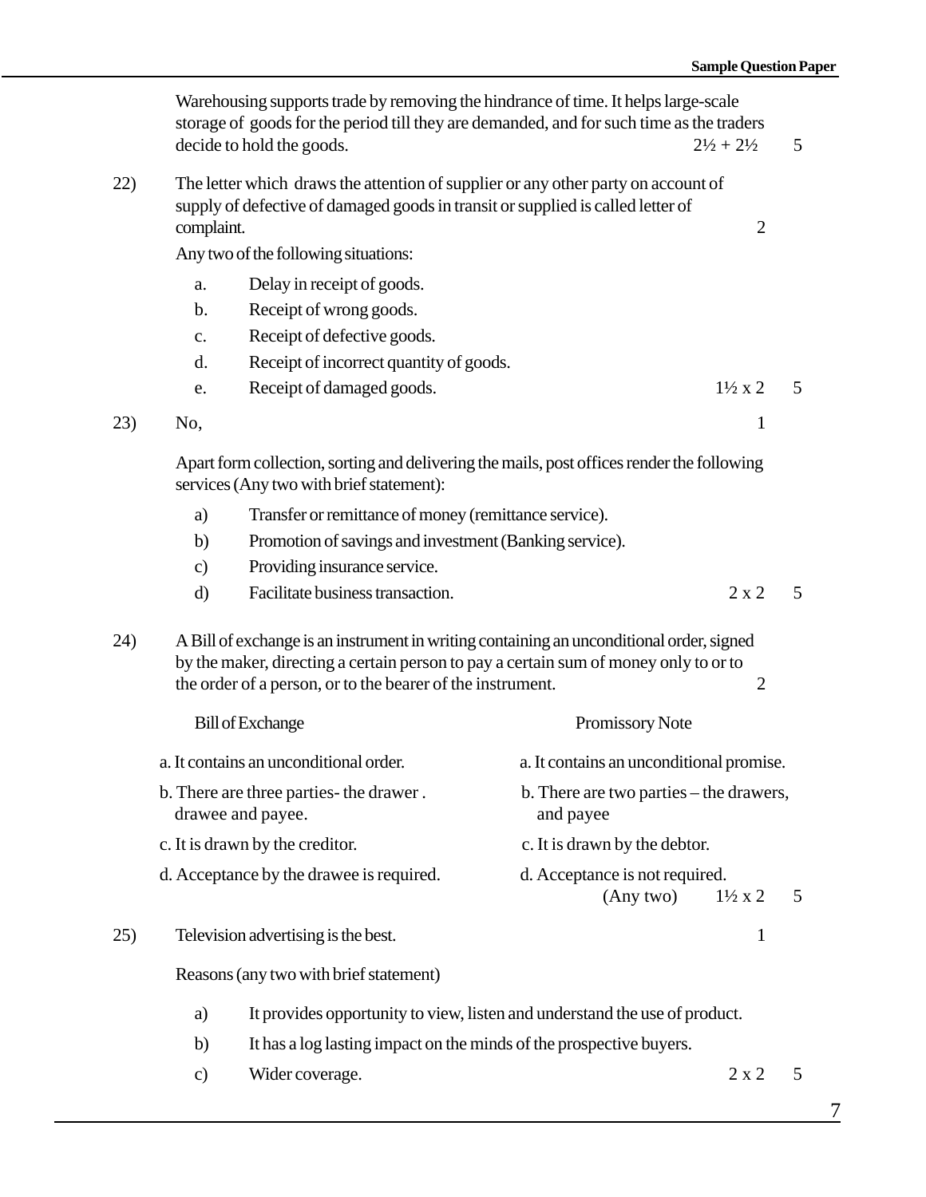Warehousing supports trade by removing the hindrance of time. It helps large-scale storage of goods for the period till they are demanded, and for such time as the traders decide to hold the goods. 2½ + 2½ 5

22) The letter which draws the attention of supplier or any other party on account of supply of defective of damaged goods in transit or supplied is called letter of complaint. 2

Any two of the following situations:

a. Delay in receipt of goods.
b. Receipt of wrong goods.
c. Receipt of defective goods.
d. Receipt of incorrect quantity of goods.
e. Receipt of damaged goods. 1½ x 2 5

23) No, 1

Apart form collection, sorting and delivering the mails, post offices render the following services (Any two with brief statement):

a) Transfer or remittance of money (remittance service).
b) Promotion of savings and investment (Banking service).
c) Providing insurance service.
d) Facilitate business transaction. 2 x 2 5

24) A Bill of exchange is an instrument in writing containing an unconditional order, signed by the maker, directing a certain person to pay a certain sum of money only to or to the order of a person, or to the bearer of the instrument. 2

| Bill of Exchange | Promissory Note |
|---|---|
| a. It contains an unconditional order. | a. It contains an unconditional promise. |
| b. There are three parties- the drawer . drawee and payee. | b. There are two parties – the drawers, and payee |
| c. It is drawn by the creditor. | c. It is drawn by the debtor. |
| d. Acceptance by the drawee is required. | d. Acceptance is not required. |

(Any two) 1½ x 2 5

25) Television advertising is the best. 1

Reasons (any two with brief statement)

a) It provides opportunity to view, listen and understand the use of product.
b) It has a log lasting impact on the minds of the prospective buyers.
c) Wider coverage. 2 x 2 5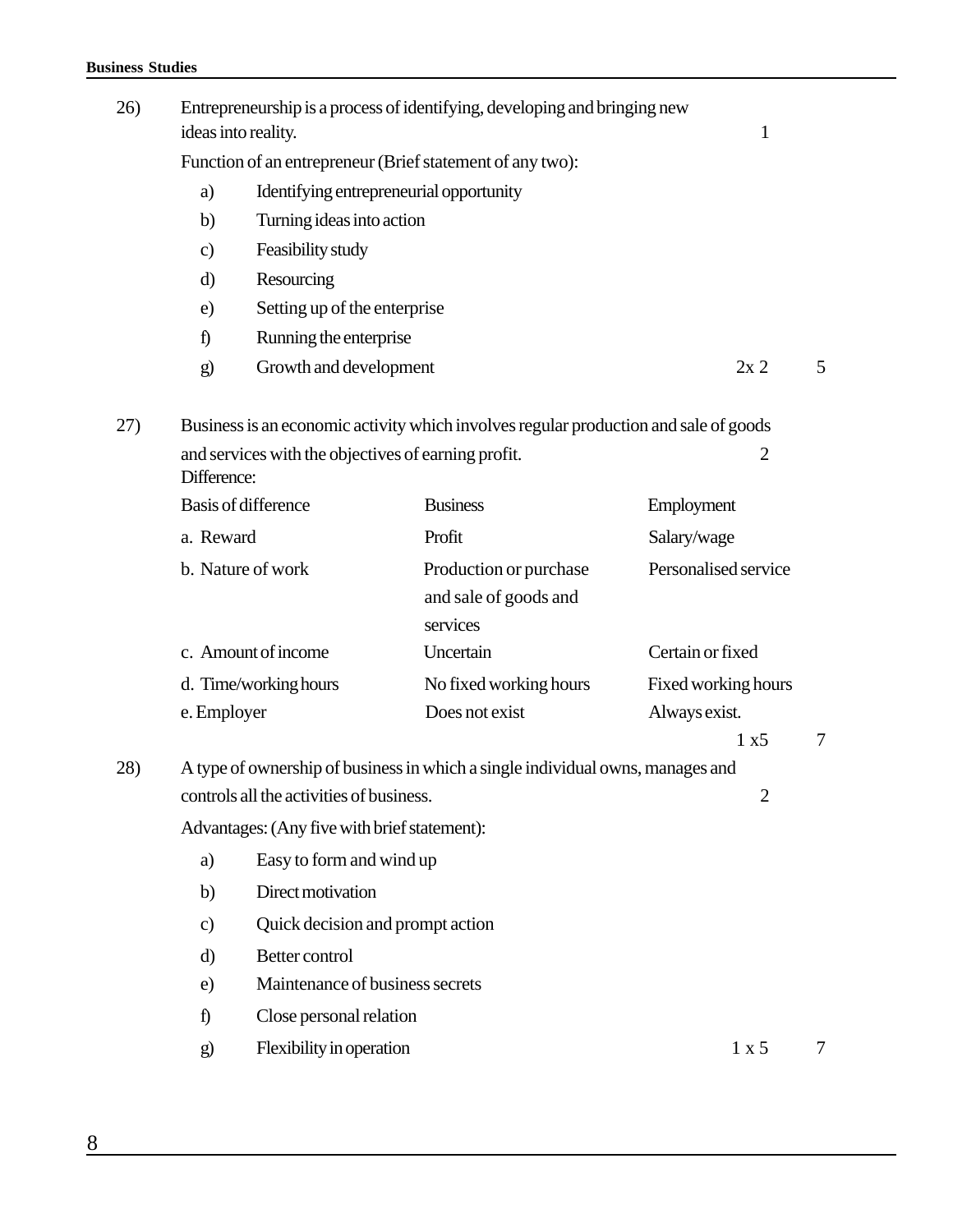26) Entrepreneurship is a process of identifying, developing and bringing new ideas into reality. 1

Function of an entrepreneur (Brief statement of any two):

a) Identifying entrepreneurial opportunity
b) Turning ideas into action
c) Feasibility study
d) Resourcing
e) Setting up of the enterprise
f) Running the enterprise
g) Growth and development 2x 2 5

27) Business is an economic activity which involves regular production and sale of goods and services with the objectives of earning profit. 2

Difference:

| Basis of difference | Business | Employment |
|---|---|---|
| a. Reward | Profit | Salary/wage |
| b. Nature of work | Production or purchase and sale of goods and services | Personalised service |
| c. Amount of income | Uncertain | Certain or fixed |
| d. Time/working hours | No fixed working hours | Fixed working hours |
| e. Employer | Does not exist | Always exist. |

1 x5 7

28) A type of ownership of business in which a single individual owns, manages and controls all the activities of business. 2

Advantages: (Any five with brief statement):

a) Easy to form and wind up
b) Direct motivation
c) Quick decision and prompt action
d) Better control
e) Maintenance of business secrets
f) Close personal relation
g) Flexibility in operation 1 x 5 7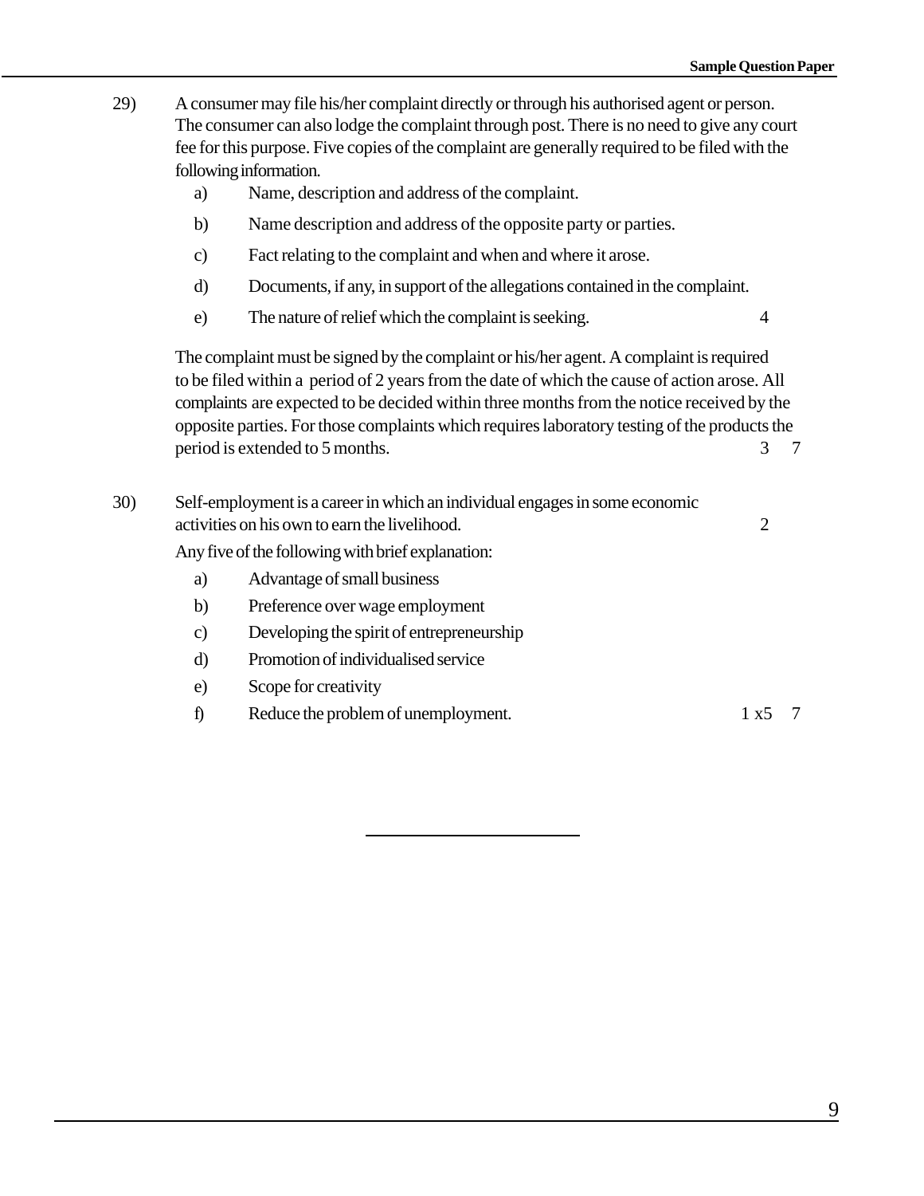29) A consumer may file his/her complaint directly or through his authorised agent or person. The consumer can also lodge the complaint through post. There is no need to give any court fee for this purpose. Five copies of the complaint are generally required to be filed with the following information.

a) Name, description and address of the complaint.

b) Name description and address of the opposite party or parties.

c) Fact relating to the complaint and when and where it arose.

d) Documents, if any, in support of the allegations contained in the complaint.

e) The nature of relief which the complaint is seeking. 4

The complaint must be signed by the complaint or his/her agent. A complaint is required to be filed within a period of 2 years from the date of which the cause of action arose. All complaints are expected to be decided within three months from the notice received by the opposite parties. For those complaints which requires laboratory testing of the products the period is extended to 5 months. 3 7

30) Self-employment is a career in which an individual engages in some economic activities on his own to earn the livelihood. 2

Any five of the following with brief explanation:

a) Advantage of small business

b) Preference over wage employment

c) Developing the spirit of entrepreneurship

d) Promotion of individualised service

e) Scope for creativity

f) Reduce the problem of unemployment. 1 x5 7